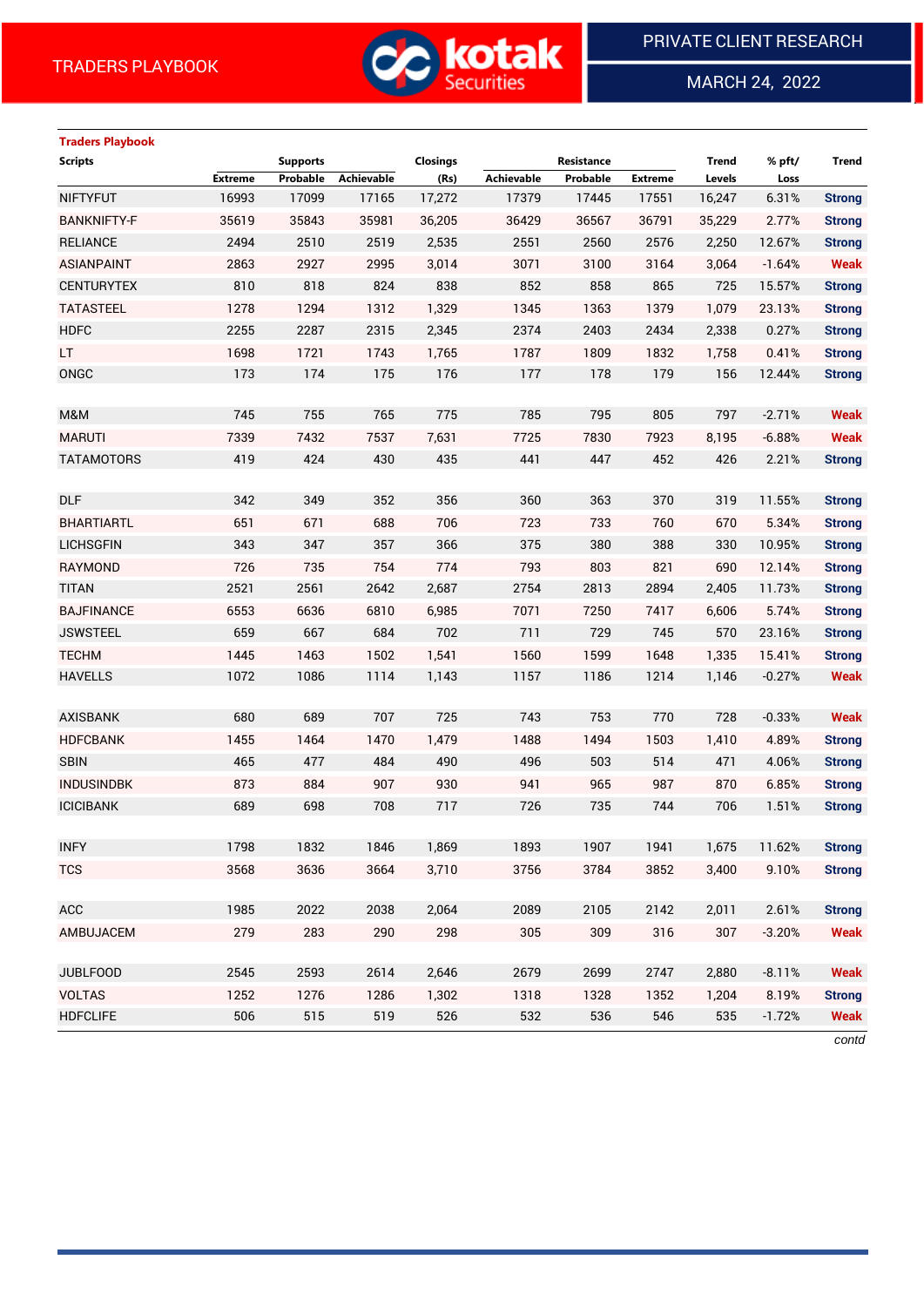TRADERS PLAYBOOK

PRIVATE CLIENT RESEARCH

MARCH 24, 2022

**Traders Playbook**

| Scripts | Supports | | | Closings | Resistance | | | Trend | % pft/ | Trend |
|---|---|---|---|---|---|---|---|---|---|---|
| | Extreme | Probable | Achievable | (Rs) | Achievable | Probable | Extreme | Levels | Loss | |
| NIFTYFUT | 16993 | 17099 | 17165 | 17,272 | 17379 | 17445 | 17551 | 16,247 | 6.31% | Strong |
| BANKNIFTY-F | 35619 | 35843 | 35981 | 36,205 | 36429 | 36567 | 36791 | 35,229 | 2.77% | Strong |
| RELIANCE | 2494 | 2510 | 2519 | 2,535 | 2551 | 2560 | 2576 | 2,250 | 12.67% | Strong |
| ASIANPAINT | 2863 | 2927 | 2995 | 3,014 | 3071 | 3100 | 3164 | 3,064 | -1.64% | Weak |
| CENTURYTEX | 810 | 818 | 824 | 838 | 852 | 858 | 865 | 725 | 15.57% | Strong |
| TATASTEEL | 1278 | 1294 | 1312 | 1,329 | 1345 | 1363 | 1379 | 1,079 | 23.13% | Strong |
| HDFC | 2255 | 2287 | 2315 | 2,345 | 2374 | 2403 | 2434 | 2,338 | 0.27% | Strong |
| LT | 1698 | 1721 | 1743 | 1,765 | 1787 | 1809 | 1832 | 1,758 | 0.41% | Strong |
| ONGC | 173 | 174 | 175 | 176 | 177 | 178 | 179 | 156 | 12.44% | Strong |
| | | | | | | | | | | |
| M&M | 745 | 755 | 765 | 775 | 785 | 795 | 805 | 797 | -2.71% | Weak |
| MARUTI | 7339 | 7432 | 7537 | 7,631 | 7725 | 7830 | 7923 | 8,195 | -6.88% | Weak |
| TATAMOTORS | 419 | 424 | 430 | 435 | 441 | 447 | 452 | 426 | 2.21% | Strong |
| | | | | | | | | | | |
| DLF | 342 | 349 | 352 | 356 | 360 | 363 | 370 | 319 | 11.55% | Strong |
| BHARTIARTL | 651 | 671 | 688 | 706 | 723 | 733 | 760 | 670 | 5.34% | Strong |
| LICHSGFIN | 343 | 347 | 357 | 366 | 375 | 380 | 388 | 330 | 10.95% | Strong |
| RAYMOND | 726 | 735 | 754 | 774 | 793 | 803 | 821 | 690 | 12.14% | Strong |
| TITAN | 2521 | 2561 | 2642 | 2,687 | 2754 | 2813 | 2894 | 2,405 | 11.73% | Strong |
| BAJFINANCE | 6553 | 6636 | 6810 | 6,985 | 7071 | 7250 | 7417 | 6,606 | 5.74% | Strong |
| JSWSTEEL | 659 | 667 | 684 | 702 | 711 | 729 | 745 | 570 | 23.16% | Strong |
| TECHM | 1445 | 1463 | 1502 | 1,541 | 1560 | 1599 | 1648 | 1,335 | 15.41% | Strong |
| HAVELLS | 1072 | 1086 | 1114 | 1,143 | 1157 | 1186 | 1214 | 1,146 | -0.27% | Weak |
| | | | | | | | | | | |
| AXISBANK | 680 | 689 | 707 | 725 | 743 | 753 | 770 | 728 | -0.33% | Weak |
| HDFCBANK | 1455 | 1464 | 1470 | 1,479 | 1488 | 1494 | 1503 | 1,410 | 4.89% | Strong |
| SBIN | 465 | 477 | 484 | 490 | 496 | 503 | 514 | 471 | 4.06% | Strong |
| INDUSINDBK | 873 | 884 | 907 | 930 | 941 | 965 | 987 | 870 | 6.85% | Strong |
| ICICIBANK | 689 | 698 | 708 | 717 | 726 | 735 | 744 | 706 | 1.51% | Strong |
| | | | | | | | | | | |
| INFY | 1798 | 1832 | 1846 | 1,869 | 1893 | 1907 | 1941 | 1,675 | 11.62% | Strong |
| TCS | 3568 | 3636 | 3664 | 3,710 | 3756 | 3784 | 3852 | 3,400 | 9.10% | Strong |
| | | | | | | | | | | |
| ACC | 1985 | 2022 | 2038 | 2,064 | 2089 | 2105 | 2142 | 2,011 | 2.61% | Strong |
| AMBUJACEM | 279 | 283 | 290 | 298 | 305 | 309 | 316 | 307 | -3.20% | Weak |
| | | | | | | | | | | |
| JUBLFOOD | 2545 | 2593 | 2614 | 2,646 | 2679 | 2699 | 2747 | 2,880 | -8.11% | Weak |
| VOLTAS | 1252 | 1276 | 1286 | 1,302 | 1318 | 1328 | 1352 | 1,204 | 8.19% | Strong |
| HDFCLIFE | 506 | 515 | 519 | 526 | 532 | 536 | 546 | 535 | -1.72% | Weak |

*contd*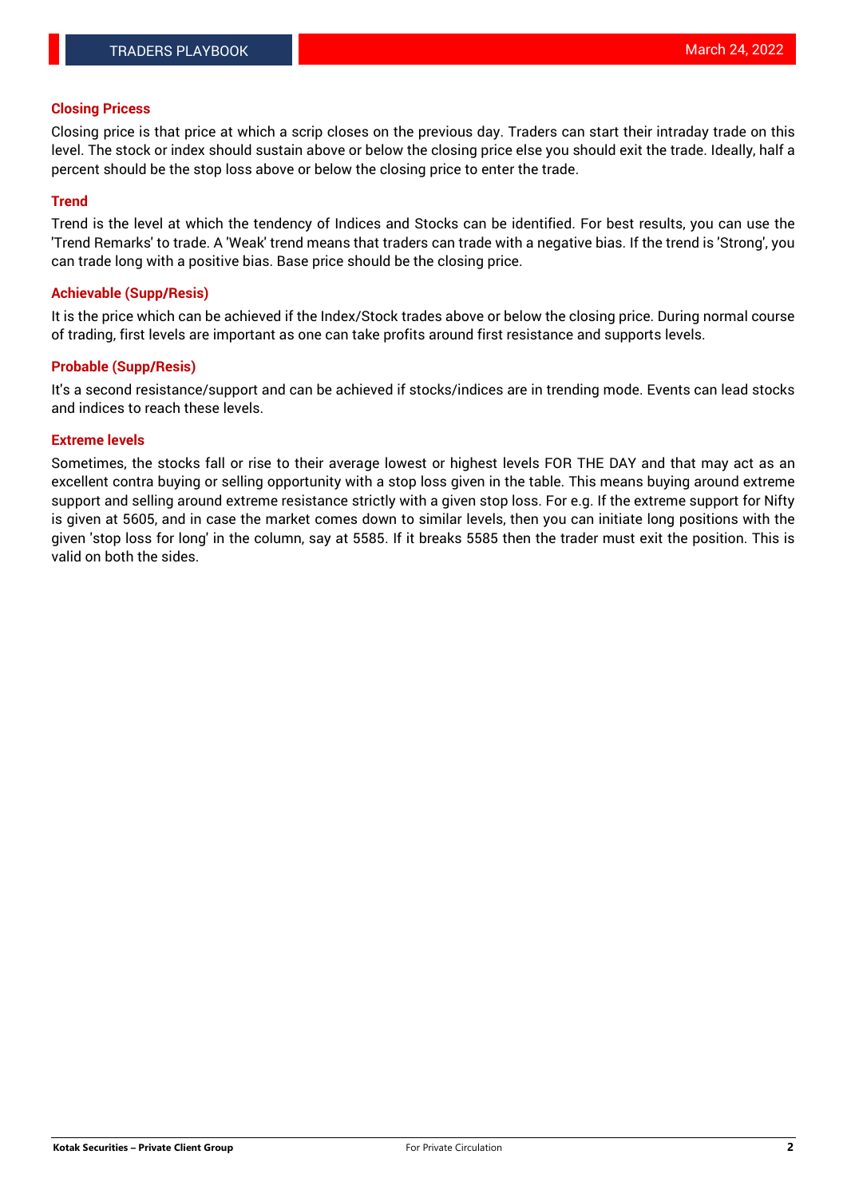### Closing Pricess

Closing price is that price at which a scrip closes on the previous day. Traders can start their intraday trade on this level. The stock or index should sustain above or below the closing price else you should exit the trade. Ideally, half a percent should be the stop loss above or below the closing price to enter the trade.

### Trend

Trend is the level at which the tendency of Indices and Stocks can be identified. For best results, you can use the 'Trend Remarks' to trade. A 'Weak' trend means that traders can trade with a negative bias. If the trend is 'Strong', you can trade long with a positive bias. Base price should be the closing price.

### Achievable (Supp/Resis)

It is the price which can be achieved if the Index/Stock trades above or below the closing price. During normal course of trading, first levels are important as one can take profits around first resistance and supports levels.

### Probable (Supp/Resis)

It's a second resistance/support and can be achieved if stocks/indices are in trending mode. Events can lead stocks and indices to reach these levels.

### Extreme levels

Sometimes, the stocks fall or rise to their average lowest or highest levels FOR THE DAY and that may act as an excellent contra buying or selling opportunity with a stop loss given in the table. This means buying around extreme support and selling around extreme resistance strictly with a given stop loss. For e.g. If the extreme support for Nifty is given at 5605, and in case the market comes down to similar levels, then you can initiate long positions with the given 'stop loss for long' in the column, say at 5585. If it breaks 5585 then the trader must exit the position. This is valid on both the sides.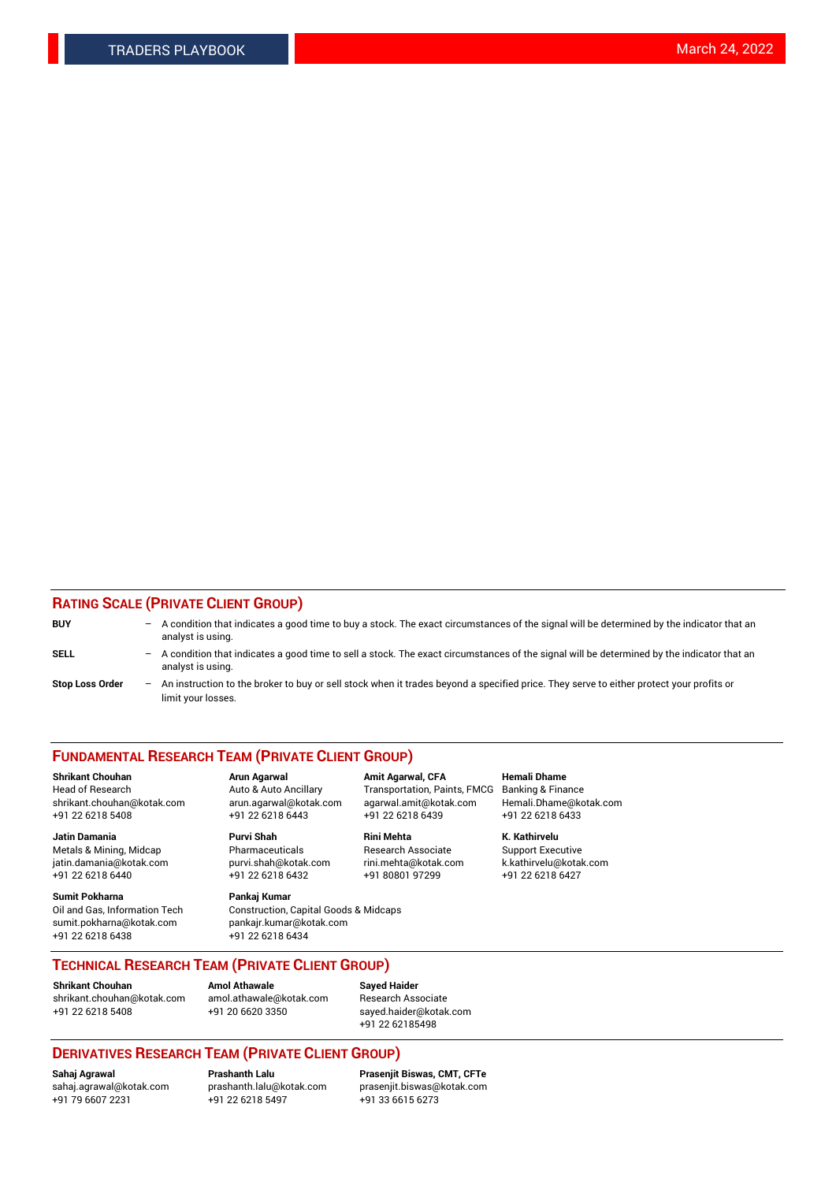## RATING SCALE (PRIVATE CLIENT GROUP)

**BUY** – A condition that indicates a good time to buy a stock. The exact circumstances of the signal will be determined by the indicator that an analyst is using.

**SELL** – A condition that indicates a good time to sell a stock. The exact circumstances of the signal will be determined by the indicator that an analyst is using.

**Stop Loss Order** – An instruction to the broker to buy or sell stock when it trades beyond a specified price. They serve to either protect your profits or limit your losses.

## FUNDAMENTAL RESEARCH TEAM (PRIVATE CLIENT GROUP)

**Shrikant Chouhan**
Head of Research
shrikant.chouhan@kotak.com
+91 22 6218 5408

**Arun Agarwal**
Auto & Auto Ancillary
arun.agarwal@kotak.com
+91 22 6218 6443

**Amit Agarwal, CFA**
Transportation, Paints, FMCG
agarwal.amit@kotak.com
+91 22 6218 6439

**Hemali Dhame**
Banking & Finance
Hemali.Dhame@kotak.com
+91 22 6218 6433

**Jatin Damania**
Metals & Mining, Midcap
jatin.damania@kotak.com
+91 22 6218 6440

**Purvi Shah**
Pharmaceuticals
purvi.shah@kotak.com
+91 22 6218 6432

**Rini Mehta**
Research Associate
rini.mehta@kotak.com
+91 80801 97299

**K. Kathirvelu**
Support Executive
k.kathirvelu@kotak.com
+91 22 6218 6427

**Sumit Pokharna**
Oil and Gas, Information Tech
sumit.pokharna@kotak.com
+91 22 6218 6438

**Pankaj Kumar**
Construction, Capital Goods & Midcaps
pankajr.kumar@kotak.com
+91 22 6218 6434

## TECHNICAL RESEARCH TEAM (PRIVATE CLIENT GROUP)

**Shrikant Chouhan**
shrikant.chouhan@kotak.com
+91 22 6218 5408

**Amol Athawale**
amol.athawale@kotak.com
+91 20 6620 3350

**Sayed Haider**
Research Associate
sayed.haider@kotak.com
+91 22 62185498

## DERIVATIVES RESEARCH TEAM (PRIVATE CLIENT GROUP)

**Sahaj Agrawal**
sahaj.agrawal@kotak.com
+91 79 6607 2231

**Prashanth Lalu**
prashanth.lalu@kotak.com
+91 22 6218 5497

**Prasenjit Biswas, CMT, CFTe**
prasenjit.biswas@kotak.com
+91 33 6615 6273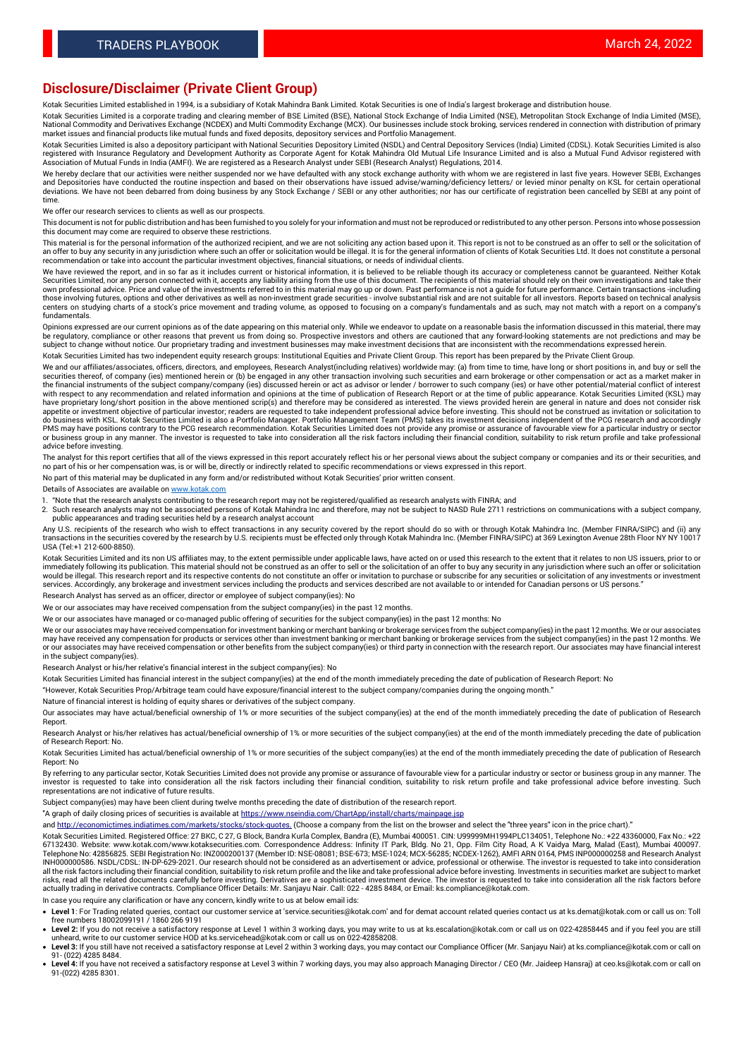# Disclosure/Disclaimer (Private Client Group)

Kotak Securities Limited established in 1994, is a subsidiary of Kotak Mahindra Bank Limited. Kotak Securities is one of India's largest brokerage and distribution house.

Kotak Securities Limited is a corporate trading and clearing member of BSE Limited (BSE), National Stock Exchange of India Limited (NSE), Metropolitan Stock Exchange of India Limited (MSE), National Commodity and Derivatives Exchange (NCDEX) and Multi Commodity Exchange (MCX). Our businesses include stock broking, services rendered in connection with distribution of primary market issues and financial products like mutual funds and fixed deposits, depository services and Portfolio Management.

Kotak Securities Limited is also a depository participant with National Securities Depository Limited (NSDL) and Central Depository Services (India) Limited (CDSL). Kotak Securities Limited is also registered with Insurance Regulatory and Development Authority as Corporate Agent for Kotak Mahindra Old Mutual Life Insurance Limited and is also a Mutual Fund Advisor registered with Association of Mutual Funds in India (AMFI). We are registered as a Research Analyst under SEBI (Research Analyst) Regulations, 2014.

We hereby declare that our activities were neither suspended nor we have defaulted with any stock exchange authority with whom we are registered in last five years. However SEBI, Exchanges and Depositories have conducted the routine inspection and based on their observations have issued advise/warning/deficiency letters/ or levied minor penalty on KSL for certain operational deviations. We have not been debarred from doing business by any Stock Exchange / SEBI or any other authorities; nor has our certificate of registration been cancelled by SEBI at any point of time.

We offer our research services to clients as well as our prospects.

This document is not for public distribution and has been furnished to you solely for your information and must not be reproduced or redistributed to any other person. Persons into whose possession this document may come are required to observe these restrictions.

This material is for the personal information of the authorized recipient, and we are not soliciting any action based upon it. This report is not to be construed as an offer to sell or the solicitation of an offer to buy any security in any jurisdiction where such an offer or solicitation would be illegal. It is for the general information of clients of Kotak Securities Ltd. It does not constitute a personal recommendation or take into account the particular investment objectives, financial situations, or needs of individual clients.

We have reviewed the report, and in so far as it includes current or historical information, it is believed to be reliable though its accuracy or completeness cannot be guaranteed. Neither Kotak Securities Limited, nor any person connected with it, accepts any liability arising from the use of this document. The recipients of this material should rely on their own investigations and take their own professional advice. Price and value of the investments referred to in this material may go up or down. Past performance is not a guide for future performance. Certain transactions -including those involving futures, options and other derivatives as well as non-investment grade securities - involve substantial risk and are not suitable for all investors. Reports based on technical analysis centers on studying charts of a stock's price movement and trading volume, as opposed to focusing on a company's fundamentals and as such, may not match with a report on a company's fundamentals.

Opinions expressed are our current opinions as of the date appearing on this material only. While we endeavor to update on a reasonable basis the information discussed in this material, there may be regulatory, compliance or other reasons that prevent us from doing so. Prospective investors and others are cautioned that any forward-looking statements are not predictions and may be subject to change without notice. Our proprietary trading and investment businesses may make investment decisions that are inconsistent with the recommendations expressed herein.

Kotak Securities Limited has two independent equity research groups: Institutional Equities and Private Client Group. This report has been prepared by the Private Client Group.

We and our affiliates/associates, officers, directors, and employees, Research Analyst(including relatives) worldwide may: (a) from time to time, have long or short positions in, and buy or sell the securities thereof, of company (ies) mentioned herein or (b) be engaged in any other transaction involving such securities and earn brokerage or other compensation or act as a market maker in the financial instruments of the subject company/company (ies) discussed herein or act as advisor or lender / borrower to such company (ies) or have other potential/material conflict of interest with respect to any recommendation and related information and opinions at the time of publication of Research Report or at the time of public appearance. Kotak Securities Limited (KSL) may have proprietary long/short position in the above mentioned scrip(s) and therefore may be considered as interested. The views provided herein are general in nature and does not consider risk appetite or investment objective of particular investor; readers are requested to take independent professional advice before investing. This should not be construed as invitation or solicitation to do business with KSL. Kotak Securities Limited is also a Portfolio Manager. Portfolio Management Team (PMS) takes its investment decisions independent of the PCG research and accordingly PMS may have positions contrary to the PCG research recommendation. Kotak Securities Limited does not provide any promise or assurance of favourable view for a particular industry or sector or business group in any manner. The investor is requested to take into consideration all the risk factors including their financial condition, suitability to risk return profile and take professional advice before investing.

The analyst for this report certifies that all of the views expressed in this report accurately reflect his or her personal views about the subject company or companies and its or their securities, and no part of his or her compensation was, is or will be, directly or indirectly related to specific recommendations or views expressed in this report.

No part of this material may be duplicated in any form and/or redistributed without Kotak Securities' prior written consent.

Details of Associates are available on www.kotak.com

1. "Note that the research analysts contributing to the research report may not be registered/qualified as research analysts with FINRA; and
2. Such research analysts may not be associated persons of Kotak Mahindra Inc and therefore, may not be subject to NASD Rule 2711 restrictions on communications with a subject company, public appearances and trading securities held by a research analyst account

Any U.S. recipients of the research who wish to effect transactions in any security covered by the report should do so with or through Kotak Mahindra Inc. (Member FINRA/SIPC) and (ii) any transactions in the securities covered by the research by U.S. recipients must be effected only through Kotak Mahindra Inc. (Member FINRA/SIPC) at 369 Lexington Avenue 28th Floor NY NY 10017 USA (Tel:+1 212-600-8850).

Kotak Securities Limited and its non US affiliates may, to the extent permissible under applicable laws, have acted on or used this research to the extent that it relates to non US issuers, prior to or immediately following its publication. This material should not be construed as an offer to sell or the solicitation of an offer to buy any security in any jurisdiction where such an offer or solicitation would be illegal. This research report and its respective contents do not constitute an offer or invitation to purchase or subscribe for any securities or solicitation of any investments or investment services. Accordingly, any brokerage and investment services including the products and services described are not available to or intended for Canadian persons or US persons."

Research Analyst has served as an officer, director or employee of subject company(ies): No

We or our associates may have received compensation from the subject company(ies) in the past 12 months.

We or our associates have managed or co-managed public offering of securities for the subject company(ies) in the past 12 months: No

We or our associates may have received compensation for investment banking or merchant banking or brokerage services from the subject company(ies) in the past 12 months. We or our associates may have received any compensation for products or services other than investment banking or merchant banking or brokerage services from the subject company(ies) in the past 12 months. We or our associates may have received compensation or other benefits from the subject company(ies) or third party in connection with the research report. Our associates may have financial interest in the subject company(ies).

Research Analyst or his/her relative's financial interest in the subject company(ies): No

Kotak Securities Limited has financial interest in the subject company(ies) at the end of the month immediately preceding the date of publication of Research Report: No

"However, Kotak Securities Prop/Arbitrage team could have exposure/financial interest to the subject company/companies during the ongoing month."

Nature of financial interest is holding of equity shares or derivatives of the subject company.

Our associates may have actual/beneficial ownership of 1% or more securities of the subject company(ies) at the end of the month immediately preceding the date of publication of Research Report.

Research Analyst or his/her relatives has actual/beneficial ownership of 1% or more securities of the subject company(ies) at the end of the month immediately preceding the date of publication of Research Report: No.

Kotak Securities Limited has actual/beneficial ownership of 1% or more securities of the subject company(ies) at the end of the month immediately preceding the date of publication of Research Report: No

By referring to any particular sector, Kotak Securities Limited does not provide any promise or assurance of favourable view for a particular industry or sector or business group in any manner. The investor is requested to take into consideration all the risk factors including their financial condition, suitability to risk return profile and take professional advice before investing. Such representations are not indicative of future results.

Subject company(ies) may have been client during twelve months preceding the date of distribution of the research report.

"A graph of daily closing prices of securities is available at https://www.nseindia.com/ChartApp/install/charts/mainpage.jsp

and http://economictimes.indiatimes.com/markets/stocks/stock-quotes. (Choose a company from the list on the browser and select the "three years" icon in the price chart)."

Kotak Securities Limited. Registered Office: 27 BKC, C 27, G Block, Bandra Kurla Complex, Bandra (E), Mumbai 400051. CIN: U99999MH1994PLC134051, Telephone No.: +22 43360000, Fax No.: +22 67132430. Website: www.kotak.com/www.kotaksecurities.com. Correspondence Address: Infinity IT Park, Bldg. No 21, Opp. Film City Road, A K Vaidya Marg, Malad (East), Mumbai 400097. Telephone No: 42856825. SEBI Registration No: INZ000200137 (Member ID: NSE-08081; BSE-673; MSE-1024; MCX-56285; NCDEX-1262), AMFI ARN 0164, PMS INP000000258 and Research Analyst INH000000586. NSDL/CDSL: IN-DP-629-2021. Our research should not be considered as an advertisement or advice, professional or otherwise. The investor is requested to take into consideration all the risk factors including their financial condition, suitability to risk return profile and the like and take professional advice before investing. Investments in securities market are subject to market risks, read all the related documents carefully before investing. Derivatives are a sophisticated investment device. The investor is requested to take into consideration all the risk factors before actually trading in derivative contracts. Compliance Officer Details: Mr. Sanjayu Nair. Call: 022 - 4285 8484, or Email: ks.compliance@kotak.com.

In case you require any clarification or have any concern, kindly write to us at below email ids:

- **Level 1**: For Trading related queries, contact our customer service at 'service.securities@kotak.com' and for demat account related queries contact us at ks.demat@kotak.com or call us on: Toll free numbers 18002099191 / 1860 266 9191
- **Level 2:** If you do not receive a satisfactory response at Level 1 within 3 working days, you may write to us at ks.escalation@kotak.com or call us on 022-42858445 and if you feel you are still unheard, write to our customer service HOD at ks.servicehead@kotak.com or call us on 022-42858208.
- **Level 3:** If you still have not received a satisfactory response at Level 2 within 3 working days, you may contact our Compliance Officer (Mr. Sanjayu Nair) at ks.compliance@kotak.com or call on 91- (022) 4285 8484.
- **Level 4:** If you have not received a satisfactory response at Level 3 within 7 working days, you may also approach Managing Director / CEO (Mr. Jaideep Hansraj) at ceo.ks@kotak.com or call on 91-(022) 4285 8301.